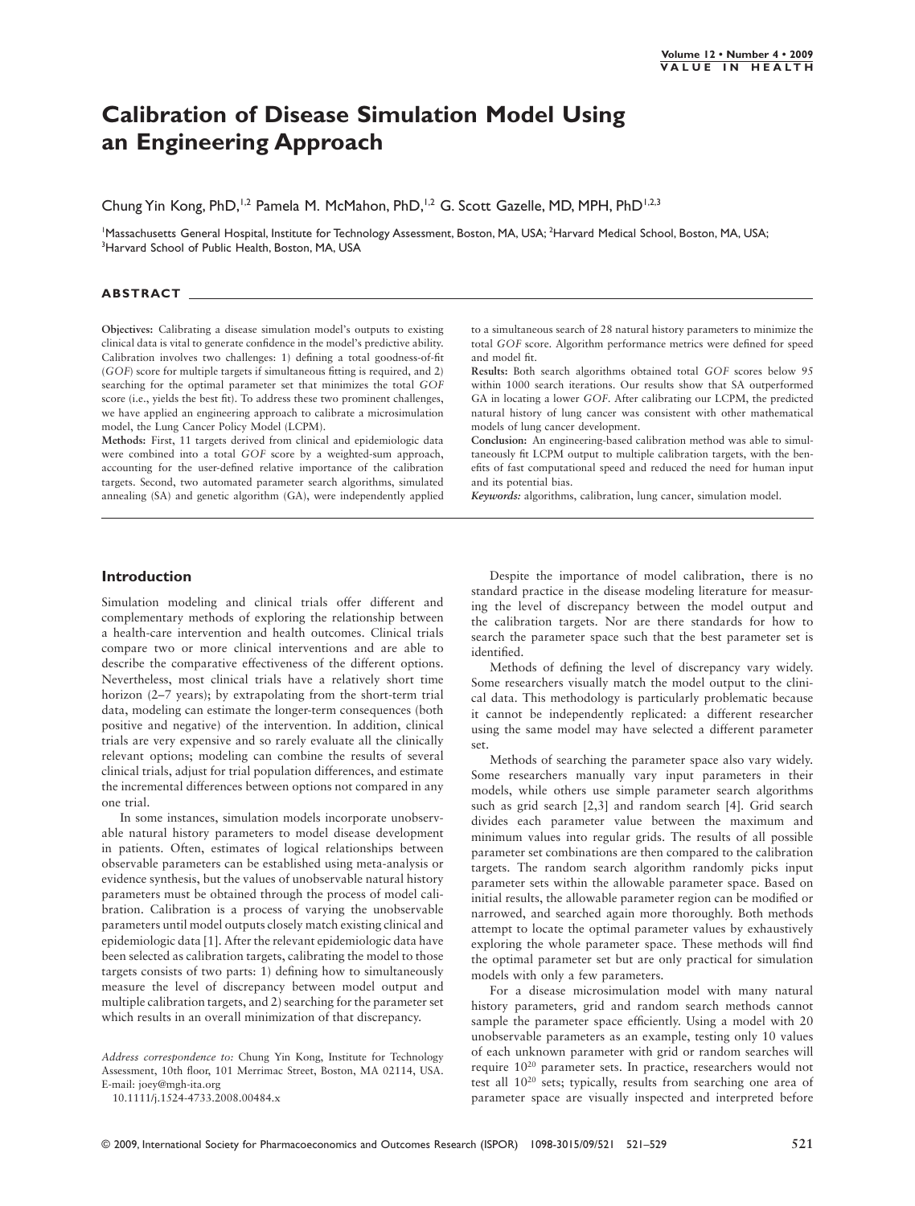# Calibration of Disease Simulation Model Using an Engineering Approach

Chung Yin Kong, PhD,[1,2] Pamela M. McMahon, PhD,[1,2] G. Scott Gazelle, MD, MPH, PhD[1,2,3]

[1]Massachusetts General Hospital, Institute for Technology Assessment, Boston, MA, USA; [2]Harvard Medical School, Boston, MA, USA; [3]Harvard School of Public Health, Boston, MA, USA

## ABSTRACT

**Objectives:** Calibrating a disease simulation model's outputs to existing clinical data is vital to generate confidence in the model's predictive ability. Calibration involves two challenges: 1) defining a total goodness-of-fit (*GOF*) score for multiple targets if simultaneous fitting is required, and 2) searching for the optimal parameter set that minimizes the total *GOF* score (i.e., yields the best fit). To address these two prominent challenges, we have applied an engineering approach to calibrate a microsimulation model, the Lung Cancer Policy Model (LCPM).

**Methods:** First, 11 targets derived from clinical and epidemiologic data were combined into a total *GOF* score by a weighted-sum approach, accounting for the user-defined relative importance of the calibration targets. Second, two automated parameter search algorithms, simulated annealing (SA) and genetic algorithm (GA), were independently applied to a simultaneous search of 28 natural history parameters to minimize the total *GOF* score. Algorithm performance metrics were defined for speed and model fit.

**Results:** Both search algorithms obtained total *GOF* scores below 95 within 1000 search iterations. Our results show that SA outperformed GA in locating a lower *GOF*. After calibrating our LCPM, the predicted natural history of lung cancer was consistent with other mathematical models of lung cancer development.

**Conclusion:** An engineering-based calibration method was able to simultaneously fit LCPM output to multiple calibration targets, with the benefits of fast computational speed and reduced the need for human input and its potential bias.

*Keywords:* algorithms, calibration, lung cancer, simulation model.

## Introduction

Simulation modeling and clinical trials offer different and complementary methods of exploring the relationship between a health-care intervention and health outcomes. Clinical trials compare two or more clinical interventions and are able to describe the comparative effectiveness of the different options. Nevertheless, most clinical trials have a relatively short time horizon (2–7 years); by extrapolating from the short-term trial data, modeling can estimate the longer-term consequences (both positive and negative) of the intervention. In addition, clinical trials are very expensive and so rarely evaluate all the clinically relevant options; modeling can combine the results of several clinical trials, adjust for trial population differences, and estimate the incremental differences between options not compared in any one trial.

In some instances, simulation models incorporate unobservable natural history parameters to model disease development in patients. Often, estimates of logical relationships between observable parameters can be established using meta-analysis or evidence synthesis, but the values of unobservable natural history parameters must be obtained through the process of model calibration. Calibration is a process of varying the unobservable parameters until model outputs closely match existing clinical and epidemiologic data [1]. After the relevant epidemiologic data have been selected as calibration targets, calibrating the model to those targets consists of two parts: 1) defining how to simultaneously measure the level of discrepancy between model output and multiple calibration targets, and 2) searching for the parameter set which results in an overall minimization of that discrepancy.

Despite the importance of model calibration, there is no standard practice in the disease modeling literature for measuring the level of discrepancy between the model output and the calibration targets. Nor are there standards for how to search the parameter space such that the best parameter set is identified.

Methods of defining the level of discrepancy vary widely. Some researchers visually match the model output to the clinical data. This methodology is particularly problematic because it cannot be independently replicated: a different researcher using the same model may have selected a different parameter set.

Methods of searching the parameter space also vary widely. Some researchers manually vary input parameters in their models, while others use simple parameter search algorithms such as grid search [2,3] and random search [4]. Grid search divides each parameter value between the maximum and minimum values into regular grids. The results of all possible parameter set combinations are then compared to the calibration targets. The random search algorithm randomly picks input parameter sets within the allowable parameter space. Based on initial results, the allowable parameter region can be modified or narrowed, and searched again more thoroughly. Both methods attempt to locate the optimal parameter values by exhaustively exploring the whole parameter space. These methods will find the optimal parameter set but are only practical for simulation models with only a few parameters.

For a disease microsimulation model with many natural history parameters, grid and random search methods cannot sample the parameter space efficiently. Using a model with 20 unobservable parameters as an example, testing only 10 values of each unknown parameter with grid or random searches will require $10^{20}$ parameter sets. In practice, researchers would not test all $10^{20}$ sets; typically, results from searching one area of parameter space are visually inspected and interpreted before

*Address correspondence to:* Chung Yin Kong, Institute for Technology Assessment, 10th floor, 101 Merrimac Street, Boston, MA 02114, USA. E-mail: joey@mgh-ita.org

10.1111/j.1524-4733.2008.00484.x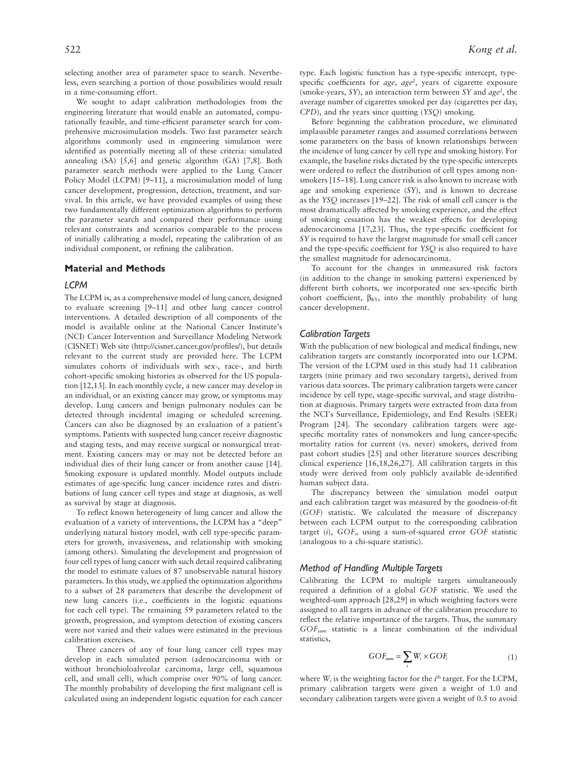selecting another area of parameter space to search. Nevertheless, even searching a portion of those possibilities would result in a time-consuming effort.

We sought to adapt calibration methodologies from the engineering literature that would enable an automated, computationally feasible, and time-efficient parameter search for comprehensive microsimulation models. Two fast parameter search algorithms commonly used in engineering simulation were identified as potentially meeting all of these criteria: simulated annealing (SA) [5,6] and genetic algorithm (GA) [7,8]. Both parameter search methods were applied to the Lung Cancer Policy Model (LCPM) [9–11], a microsimulation model of lung cancer development, progression, detection, treatment, and survival. In this article, we have provided examples of using these two fundamentally different optimization algorithms to perform the parameter search and compared their performance using relevant constraints and scenarios comparable to the process of initially calibrating a model, repeating the calibration of an individual component, or refining the calibration.

## Material and Methods

### LCPM

The LCPM is, as a comprehensive model of lung cancer, designed to evaluate screening [9–11] and other lung cancer control interventions. A detailed description of all components of the model is available online at the National Cancer Institute's (NCI) Cancer Intervention and Surveillance Modeling Network (CISNET) Web site (http://cisnet.cancer.gov/profiles/), but details relevant to the current study are provided here. The LCPM simulates cohorts of individuals with sex-, race-, and birth cohort-specific smoking histories as observed for the US population [12,13]. In each monthly cycle, a new cancer may develop in an individual, or an existing cancer may grow, or symptoms may develop. Lung cancers and benign pulmonary nodules can be detected through incidental imaging or scheduled screening. Cancers can also be diagnosed by an evaluation of a patient's symptoms. Patients with suspected lung cancer receive diagnostic and staging tests, and may receive surgical or nonsurgical treatment. Existing cancers may or may not be detected before an individual dies of their lung cancer or from another cause [14]. Smoking exposure is updated monthly. Model outputs include estimates of age-specific lung cancer incidence rates and distributions of lung cancer cell types and stage at diagnosis, as well as survival by stage at diagnosis.

To reflect known heterogeneity of lung cancer and allow the evaluation of a variety of interventions, the LCPM has a "deep" underlying natural history model, with cell type-specific parameters for growth, invasiveness, and relationship with smoking (among others). Simulating the development and progression of four cell types of lung cancer with such detail required calibrating the model to estimate values of 87 unobservable natural history parameters. In this study, we applied the optimization algorithms to a subset of 28 parameters that describe the development of new lung cancers (i.e., coefficients in the logistic equations for each cell type). The remaining 59 parameters related to the growth, progression, and symptom detection of existing cancers were not varied and their values were estimated in the previous calibration exercises.

Three cancers of any of four lung cancer cell types may develop in each simulated person (adenocarcinoma with or without bronchioloalveolar carcinoma, large cell, squamous cell, and small cell), which comprise over 90% of lung cancer. The monthly probability of developing the first malignant cell is calculated using an independent logistic equation for each cancer type. Each logistic function has a type-specific intercept, type-specific coefficients for *age*, $age^2$, years of cigarette exposure (smoke-years, *SY*), an interaction term between *SY* and $age^2$, the average number of cigarettes smoked per day (cigarettes per day, *CPD*), and the years since quitting (*YSQ*) smoking.

Before beginning the calibration procedure, we eliminated implausible parameter ranges and assumed correlations between some parameters on the basis of known relationships between the incidence of lung cancer by cell type and smoking history. For example, the baseline risks dictated by the type-specific intercepts were ordered to reflect the distribution of cell types among nonsmokers [15–18]. Lung cancer risk is also known to increase with age and smoking experience (*SY*), and is known to decrease as the *YSQ* increases [19–22]. The risk of small cell cancer is the most dramatically affected by smoking experience, and the effect of smoking cessation has the weakest effects for developing adenocarcinoma [17,23]. Thus, the type-specific coefficient for *SY* is required to have the largest magnitude for small cell cancer and the type-specific coefficient for *YSQ* is also required to have the smallest magnitude for adenocarcinoma.

To account for the changes in unmeasured risk factors (in addition to the change in smoking pattern) experienced by different birth cohorts, we incorporated one sex-specific birth cohort coefficient, $\beta_{BY}$, into the monthly probability of lung cancer development.

### Calibration Targets

With the publication of new biological and medical findings, new calibration targets are constantly incorporated into our LCPM. The version of the LCPM used in this study had 11 calibration targets (nine primary and two secondary targets), derived from various data sources. The primary calibration targets were cancer incidence by cell type, stage-specific survival, and stage distribution at diagnosis. Primary targets were extracted from data from the NCI's Surveillance, Epidemiology, and End Results (SEER) Program [24]. The secondary calibration targets were age-specific mortality rates of nonsmokers and lung cancer-specific mortality ratios for current (vs. never) smokers, derived from past cohort studies [25] and other literature sources describing clinical experience [16,18,26,27]. All calibration targets in this study were derived from only publicly available de-identified human subject data.

The discrepancy between the simulation model output and each calibration target was measured by the goodness-of-fit (*GOF*) statistic. We calculated the measure of discrepancy between each LCPM output to the corresponding calibration target (*i*), $GOF_i$, using a sum-of-squared error *GOF* statistic (analogous to a chi-square statistic).

### Method of Handling Multiple Targets

Calibrating the LCPM to multiple targets simultaneously required a definition of a global *GOF* statistic. We used the weighted-sum approach [28,29] in which weighting factors were assigned to all targets in advance of the calibration procedure to reflect the relative importance of the targets. Thus, the summary $GOF_{sum}$ statistic is a linear combination of the individual statistics,

$$GOF_{sum} = \sum_i W_i \times GOF_i \tag{1}$$

where $W_i$ is the weighting factor for the $i^{th}$ target. For the LCPM, primary calibration targets were given a weight of 1.0 and secondary calibration targets were given a weight of 0.5 to avoid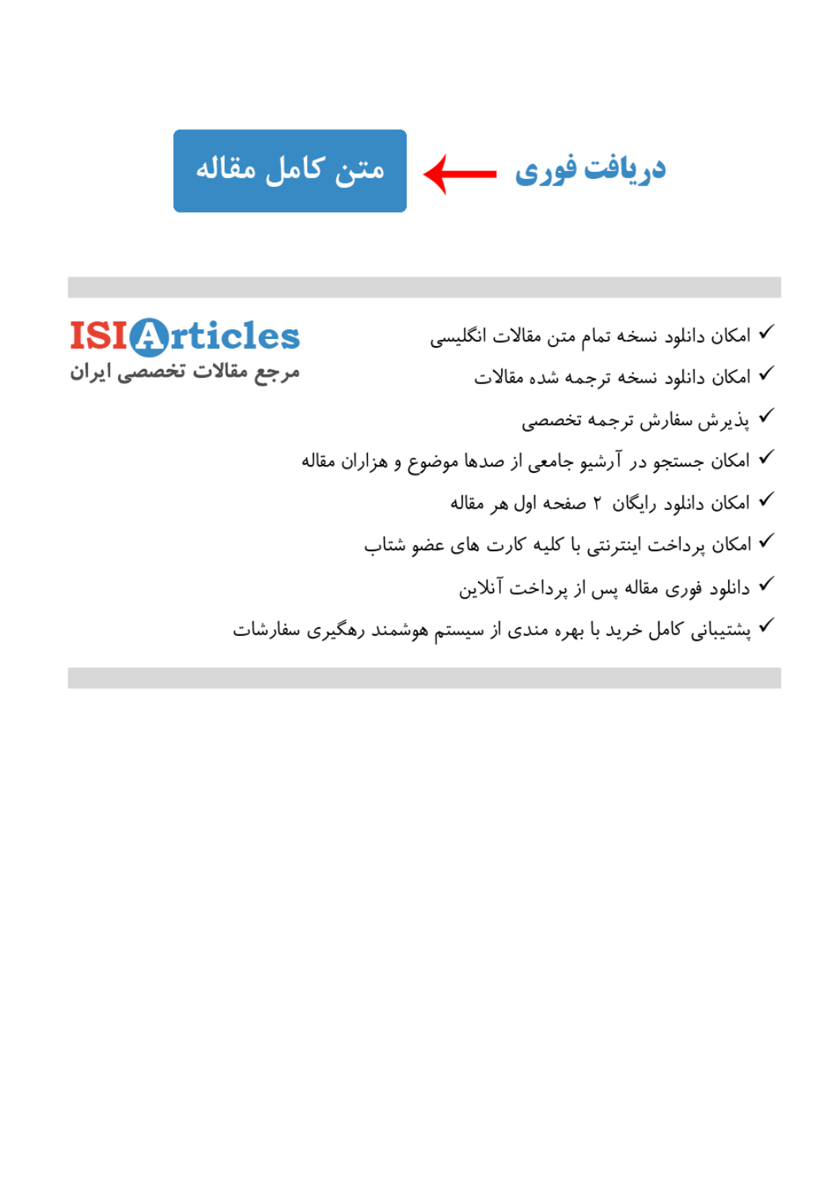دریافت فوری ← متن کامل مقاله

**ISIArticles**
مرجع مقالات تخصصی ایران

- ✓ امکان دانلود نسخه تمام متن مقالات انگلیسی
- ✓ امکان دانلود نسخه ترجمه شده مقالات
- ✓ پذیرش سفارش ترجمه تخصصی
- ✓ امکان جستجو در آرشیو جامعی از صدها موضوع و هزاران مقاله
- ✓ امکان دانلود رایگان ۲ صفحه اول هر مقاله
- ✓ امکان پرداخت اینترنتی با کلیه کارت های عضو شتاب
- ✓ دانلود فوری مقاله پس از پرداخت آنلاین
- ✓ پشتیبانی کامل خرید با بهره مندی از سیستم هوشمند رهگیری سفارشات